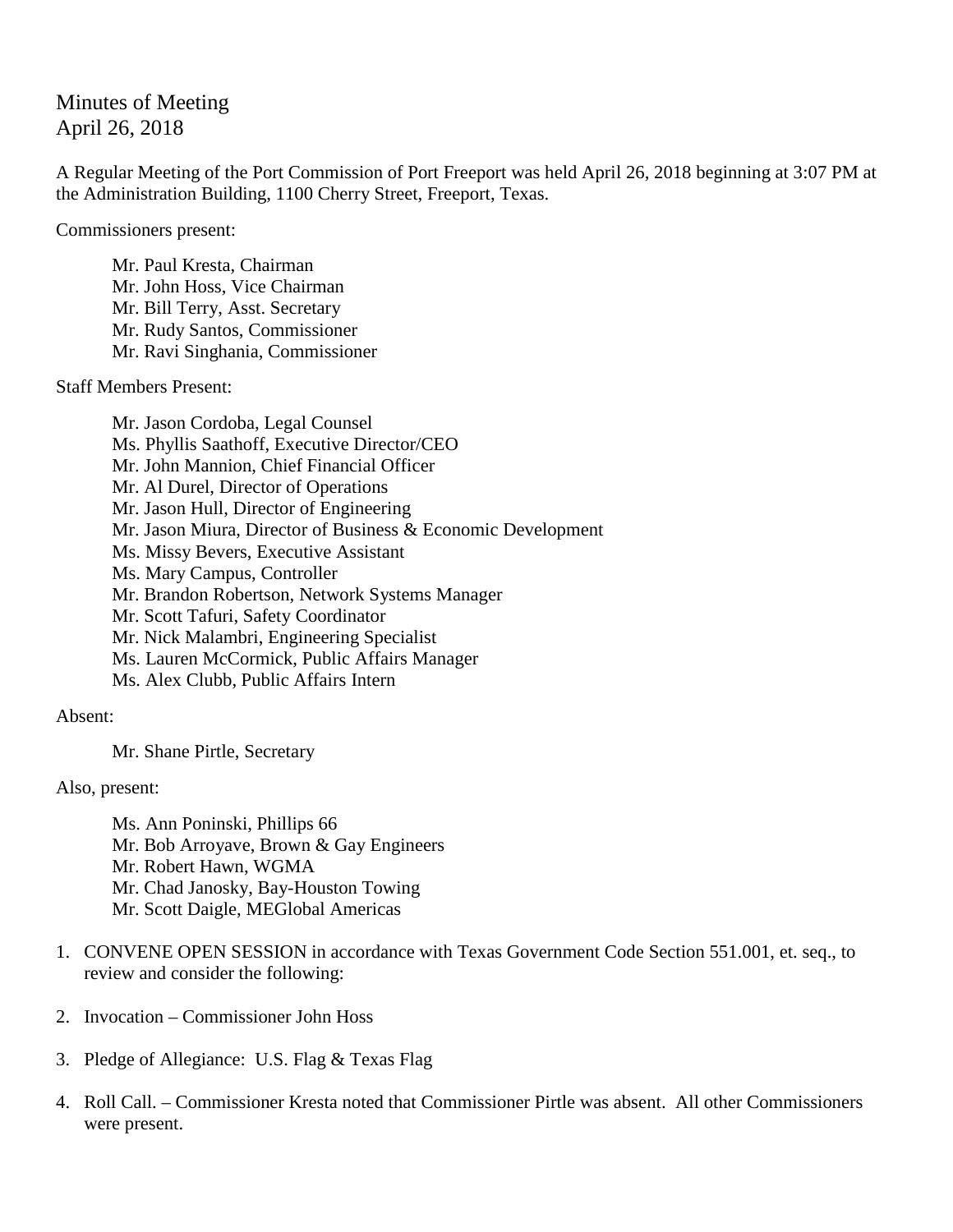# Minutes of Meeting
## April 26, 2018

A Regular Meeting of the Port Commission of Port Freeport was held April 26, 2018 beginning at 3:07 PM at the Administration Building, 1100 Cherry Street, Freeport, Texas.

Commissioners present:

Mr. Paul Kresta, Chairman
Mr. John Hoss, Vice Chairman
Mr. Bill Terry, Asst. Secretary
Mr. Rudy Santos, Commissioner
Mr. Ravi Singhania, Commissioner

Staff Members Present:

Mr. Jason Cordoba, Legal Counsel
Ms. Phyllis Saathoff, Executive Director/CEO
Mr. John Mannion, Chief Financial Officer
Mr. Al Durel, Director of Operations
Mr. Jason Hull, Director of Engineering
Mr. Jason Miura, Director of Business & Economic Development
Ms. Missy Bevers, Executive Assistant
Ms. Mary Campus, Controller
Mr. Brandon Robertson, Network Systems Manager
Mr. Scott Tafuri, Safety Coordinator
Mr. Nick Malambri, Engineering Specialist
Ms. Lauren McCormick, Public Affairs Manager
Ms. Alex Clubb, Public Affairs Intern

Absent:

Mr. Shane Pirtle, Secretary

Also, present:

Ms. Ann Poninski, Phillips 66
Mr. Bob Arroyave, Brown & Gay Engineers
Mr. Robert Hawn, WGMA
Mr. Chad Janosky, Bay-Houston Towing
Mr. Scott Daigle, MEGlobal Americas

1. CONVENE OPEN SESSION in accordance with Texas Government Code Section 551.001, et. seq., to review and consider the following:

2. Invocation – Commissioner John Hoss

3. Pledge of Allegiance: U.S. Flag & Texas Flag

4. Roll Call. – Commissioner Kresta noted that Commissioner Pirtle was absent. All other Commissioners were present.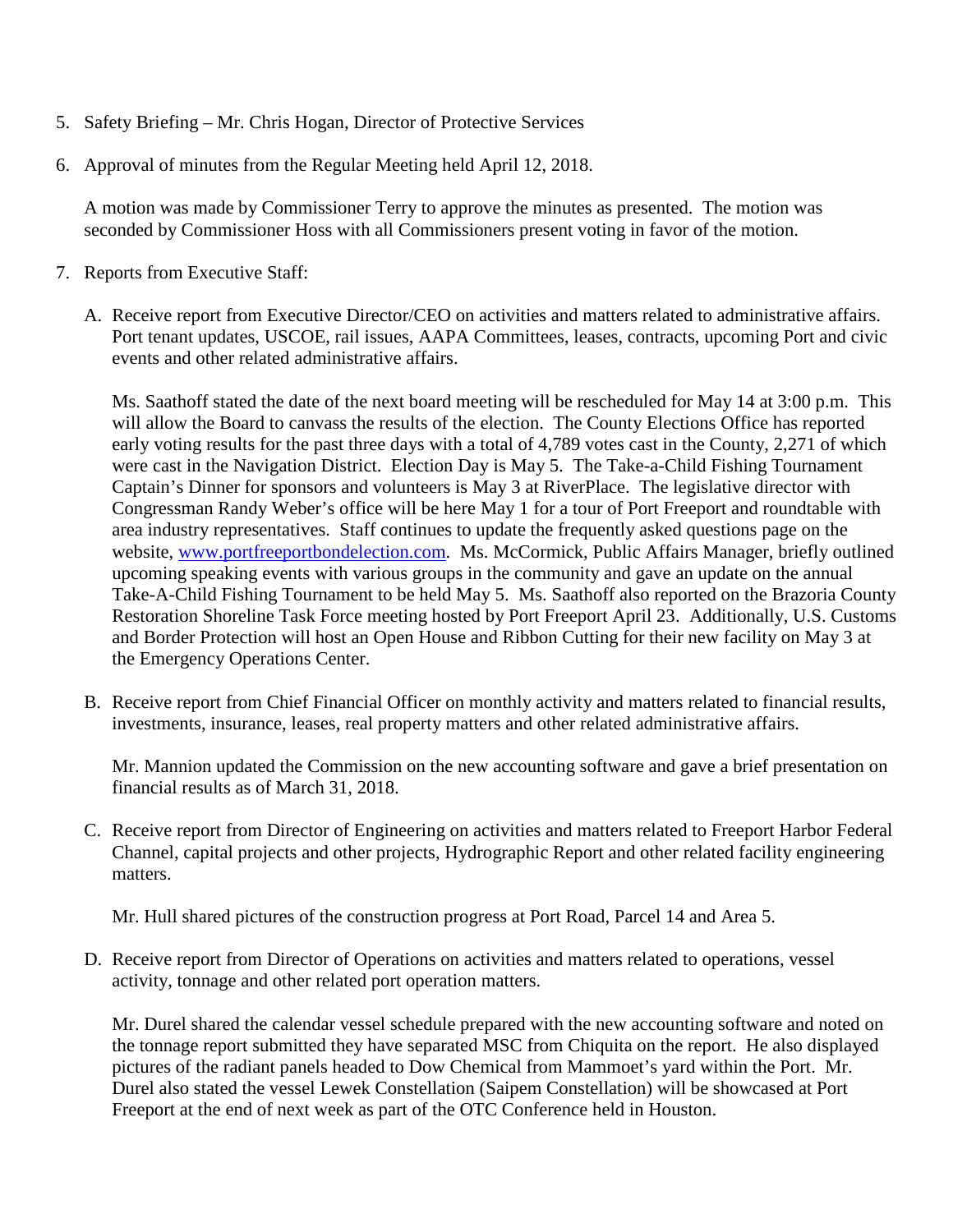5. Safety Briefing – Mr. Chris Hogan, Director of Protective Services

6. Approval of minutes from the Regular Meeting held April 12, 2018.

   A motion was made by Commissioner Terry to approve the minutes as presented. The motion was seconded by Commissioner Hoss with all Commissioners present voting in favor of the motion.

7. Reports from Executive Staff:

   A. Receive report from Executive Director/CEO on activities and matters related to administrative affairs. Port tenant updates, USCOE, rail issues, AAPA Committees, leases, contracts, upcoming Port and civic events and other related administrative affairs.

      Ms. Saathoff stated the date of the next board meeting will be rescheduled for May 14 at 3:00 p.m. This will allow the Board to canvass the results of the election. The County Elections Office has reported early voting results for the past three days with a total of 4,789 votes cast in the County, 2,271 of which were cast in the Navigation District. Election Day is May 5. The Take-a-Child Fishing Tournament Captain's Dinner for sponsors and volunteers is May 3 at RiverPlace. The legislative director with Congressman Randy Weber's office will be here May 1 for a tour of Port Freeport and roundtable with area industry representatives. Staff continues to update the frequently asked questions page on the website, [www.portfreeportbondelection.com](www.portfreeportbondelection.com). Ms. McCormick, Public Affairs Manager, briefly outlined upcoming speaking events with various groups in the community and gave an update on the annual Take-A-Child Fishing Tournament to be held May 5. Ms. Saathoff also reported on the Brazoria County Restoration Shoreline Task Force meeting hosted by Port Freeport April 23. Additionally, U.S. Customs and Border Protection will host an Open House and Ribbon Cutting for their new facility on May 3 at the Emergency Operations Center.

   B. Receive report from Chief Financial Officer on monthly activity and matters related to financial results, investments, insurance, leases, real property matters and other related administrative affairs.

      Mr. Mannion updated the Commission on the new accounting software and gave a brief presentation on financial results as of March 31, 2018.

   C. Receive report from Director of Engineering on activities and matters related to Freeport Harbor Federal Channel, capital projects and other projects, Hydrographic Report and other related facility engineering matters.

      Mr. Hull shared pictures of the construction progress at Port Road, Parcel 14 and Area 5.

   D. Receive report from Director of Operations on activities and matters related to operations, vessel activity, tonnage and other related port operation matters.

      Mr. Durel shared the calendar vessel schedule prepared with the new accounting software and noted on the tonnage report submitted they have separated MSC from Chiquita on the report. He also displayed pictures of the radiant panels headed to Dow Chemical from Mammoet's yard within the Port. Mr. Durel also stated the vessel Lewek Constellation (Saipem Constellation) will be showcased at Port Freeport at the end of next week as part of the OTC Conference held in Houston.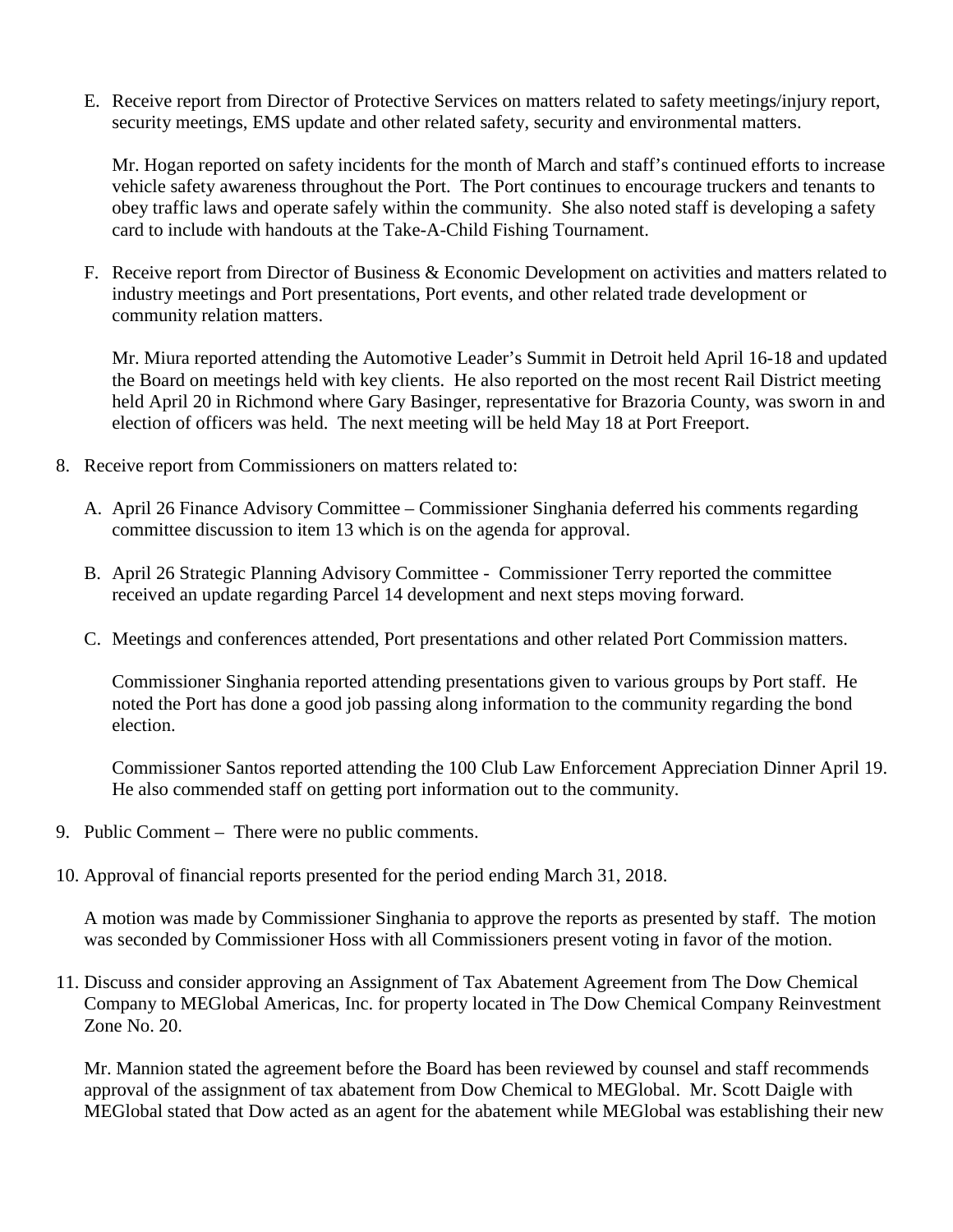E. Receive report from Director of Protective Services on matters related to safety meetings/injury report, security meetings, EMS update and other related safety, security and environmental matters.

   Mr. Hogan reported on safety incidents for the month of March and staff's continued efforts to increase vehicle safety awareness throughout the Port. The Port continues to encourage truckers and tenants to obey traffic laws and operate safely within the community. She also noted staff is developing a safety card to include with handouts at the Take-A-Child Fishing Tournament.

F. Receive report from Director of Business & Economic Development on activities and matters related to industry meetings and Port presentations, Port events, and other related trade development or community relation matters.

   Mr. Miura reported attending the Automotive Leader's Summit in Detroit held April 16-18 and updated the Board on meetings held with key clients. He also reported on the most recent Rail District meeting held April 20 in Richmond where Gary Basinger, representative for Brazoria County, was sworn in and election of officers was held. The next meeting will be held May 18 at Port Freeport.

8. Receive report from Commissioners on matters related to:

   A. April 26 Finance Advisory Committee – Commissioner Singhania deferred his comments regarding committee discussion to item 13 which is on the agenda for approval.

   B. April 26 Strategic Planning Advisory Committee - Commissioner Terry reported the committee received an update regarding Parcel 14 development and next steps moving forward.

   C. Meetings and conferences attended, Port presentations and other related Port Commission matters.

      Commissioner Singhania reported attending presentations given to various groups by Port staff. He noted the Port has done a good job passing along information to the community regarding the bond election.

      Commissioner Santos reported attending the 100 Club Law Enforcement Appreciation Dinner April 19. He also commended staff on getting port information out to the community.

9. Public Comment – There were no public comments.

10. Approval of financial reports presented for the period ending March 31, 2018.

    A motion was made by Commissioner Singhania to approve the reports as presented by staff. The motion was seconded by Commissioner Hoss with all Commissioners present voting in favor of the motion.

11. Discuss and consider approving an Assignment of Tax Abatement Agreement from The Dow Chemical Company to MEGlobal Americas, Inc. for property located in The Dow Chemical Company Reinvestment Zone No. 20.

    Mr. Mannion stated the agreement before the Board has been reviewed by counsel and staff recommends approval of the assignment of tax abatement from Dow Chemical to MEGlobal. Mr. Scott Daigle with MEGlobal stated that Dow acted as an agent for the abatement while MEGlobal was establishing their new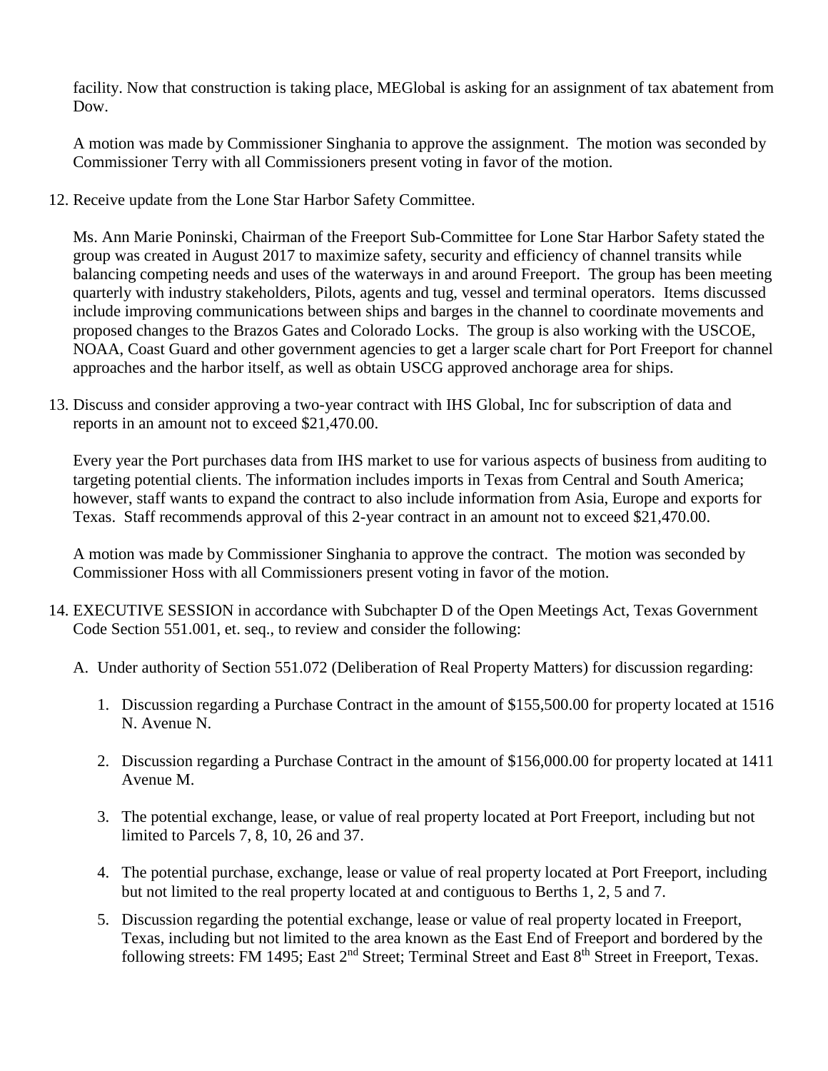facility. Now that construction is taking place, MEGlobal is asking for an assignment of tax abatement from Dow.

A motion was made by Commissioner Singhania to approve the assignment. The motion was seconded by Commissioner Terry with all Commissioners present voting in favor of the motion.

12. Receive update from the Lone Star Harbor Safety Committee.

    Ms. Ann Marie Poninski, Chairman of the Freeport Sub-Committee for Lone Star Harbor Safety stated the group was created in August 2017 to maximize safety, security and efficiency of channel transits while balancing competing needs and uses of the waterways in and around Freeport. The group has been meeting quarterly with industry stakeholders, Pilots, agents and tug, vessel and terminal operators. Items discussed include improving communications between ships and barges in the channel to coordinate movements and proposed changes to the Brazos Gates and Colorado Locks. The group is also working with the USCOE, NOAA, Coast Guard and other government agencies to get a larger scale chart for Port Freeport for channel approaches and the harbor itself, as well as obtain USCG approved anchorage area for ships.

13. Discuss and consider approving a two-year contract with IHS Global, Inc for subscription of data and reports in an amount not to exceed $21,470.00.

    Every year the Port purchases data from IHS market to use for various aspects of business from auditing to targeting potential clients. The information includes imports in Texas from Central and South America; however, staff wants to expand the contract to also include information from Asia, Europe and exports for Texas. Staff recommends approval of this 2-year contract in an amount not to exceed $21,470.00.

    A motion was made by Commissioner Singhania to approve the contract. The motion was seconded by Commissioner Hoss with all Commissioners present voting in favor of the motion.

14. EXECUTIVE SESSION in accordance with Subchapter D of the Open Meetings Act, Texas Government Code Section 551.001, et. seq., to review and consider the following:

    A. Under authority of Section 551.072 (Deliberation of Real Property Matters) for discussion regarding:

        1. Discussion regarding a Purchase Contract in the amount of $155,500.00 for property located at 1516 N. Avenue N.

        2. Discussion regarding a Purchase Contract in the amount of $156,000.00 for property located at 1411 Avenue M.

        3. The potential exchange, lease, or value of real property located at Port Freeport, including but not limited to Parcels 7, 8, 10, 26 and 37.

        4. The potential purchase, exchange, lease or value of real property located at Port Freeport, including but not limited to the real property located at and contiguous to Berths 1, 2, 5 and 7.

        5. Discussion regarding the potential exchange, lease or value of real property located in Freeport, Texas, including but not limited to the area known as the East End of Freeport and bordered by the following streets: FM 1495; East 2nd Street; Terminal Street and East 8th Street in Freeport, Texas.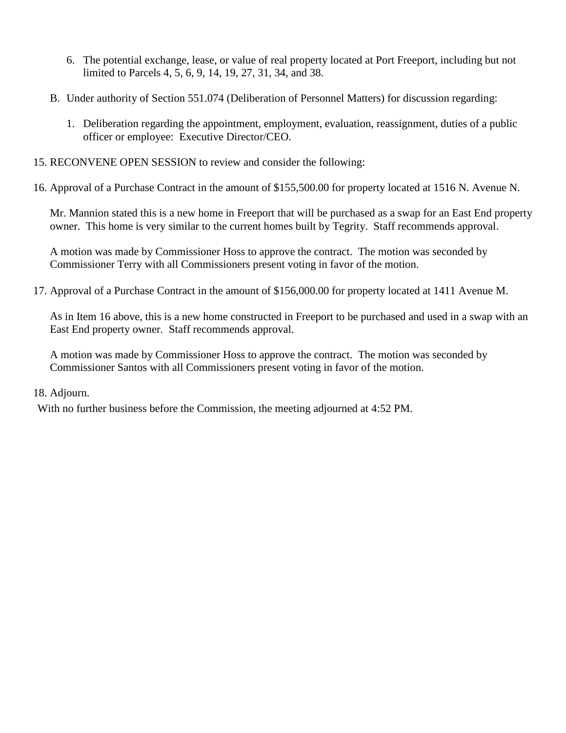6. The potential exchange, lease, or value of real property located at Port Freeport, including but not limited to Parcels 4, 5, 6, 9, 14, 19, 27, 31, 34, and 38.

B. Under authority of Section 551.074 (Deliberation of Personnel Matters) for discussion regarding:

1. Deliberation regarding the appointment, employment, evaluation, reassignment, duties of a public officer or employee: Executive Director/CEO.

15. RECONVENE OPEN SESSION to review and consider the following:

16. Approval of a Purchase Contract in the amount of $155,500.00 for property located at 1516 N. Avenue N.

    Mr. Mannion stated this is a new home in Freeport that will be purchased as a swap for an East End property owner. This home is very similar to the current homes built by Tegrity. Staff recommends approval.

    A motion was made by Commissioner Hoss to approve the contract. The motion was seconded by Commissioner Terry with all Commissioners present voting in favor of the motion.

17. Approval of a Purchase Contract in the amount of $156,000.00 for property located at 1411 Avenue M.

    As in Item 16 above, this is a new home constructed in Freeport to be purchased and used in a swap with an East End property owner. Staff recommends approval.

    A motion was made by Commissioner Hoss to approve the contract. The motion was seconded by Commissioner Santos with all Commissioners present voting in favor of the motion.

18. Adjourn.

With no further business before the Commission, the meeting adjourned at 4:52 PM.